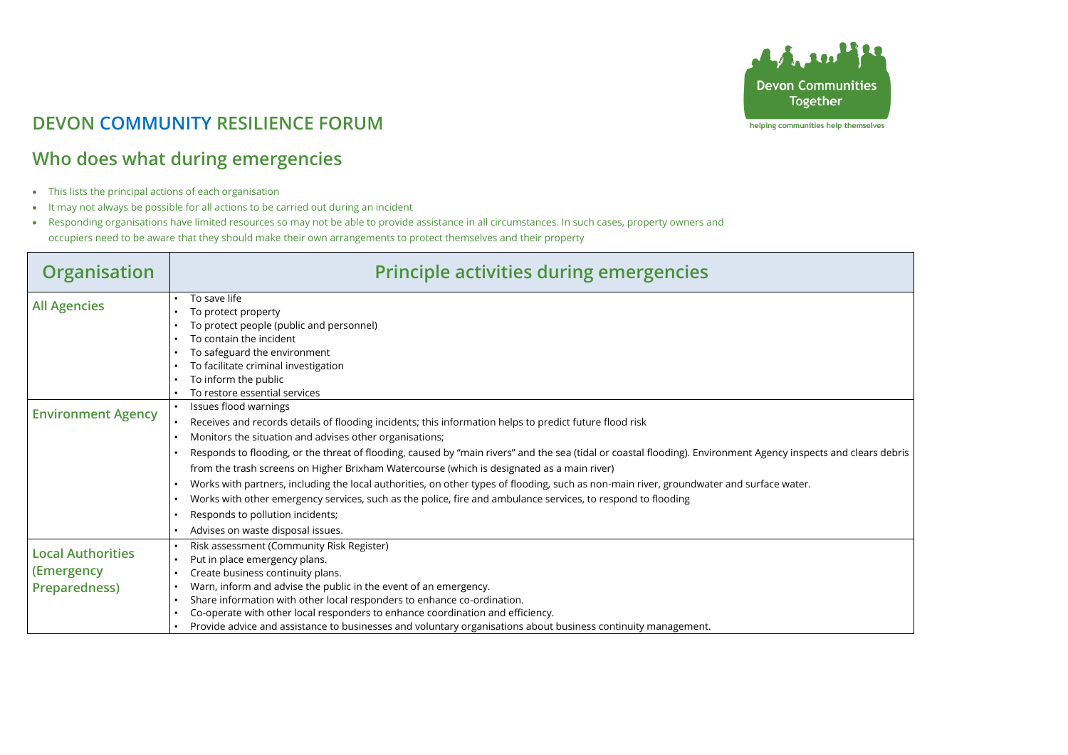## DEVON COMMUNITY RESILIENCE FORUM

Devon Communities Together

helping communities help themselves

## Who does what during emergencies

- This lists the principal actions of each organisation
- It may not always be possible for all actions to be carried out during an incident
- Responding organisations have limited resources so may not be able to provide assistance in all circumstances. In such cases, property owners and occupiers need to be aware that they should make their own arrangements to protect themselves and their property

| Organisation | Principle activities during emergencies |
|---|---|
| **All Agencies** | • To save life<br>• To protect property<br>• To protect people (public and personnel)<br>• To contain the incident<br>• To safeguard the environment<br>• To facilitate criminal investigation<br>• To inform the public<br>• To restore essential services |
| **Environment Agency** | • Issues flood warnings<br>• Receives and records details of flooding incidents; this information helps to predict future flood risk<br>• Monitors the situation and advises other organisations;<br>• Responds to flooding, or the threat of flooding, caused by "main rivers" and the sea (tidal or coastal flooding). Environment Agency inspects and clears debris from the trash screens on Higher Brixham Watercourse (which is designated as a main river)<br>• Works with partners, including the local authorities, on other types of flooding, such as non-main river, groundwater and surface water.<br>• Works with other emergency services, such as the police, fire and ambulance services, to respond to flooding<br>• Responds to pollution incidents;<br>• Advises on waste disposal issues. |
| **Local Authorities (Emergency Preparedness)** | • Risk assessment (Community Risk Register)<br>• Put in place emergency plans.<br>• Create business continuity plans.<br>• Warn, inform and advise the public in the event of an emergency.<br>• Share information with other local responders to enhance co-ordination.<br>• Co-operate with other local responders to enhance coordination and efficiency.<br>• Provide advice and assistance to businesses and voluntary organisations about business continuity management. |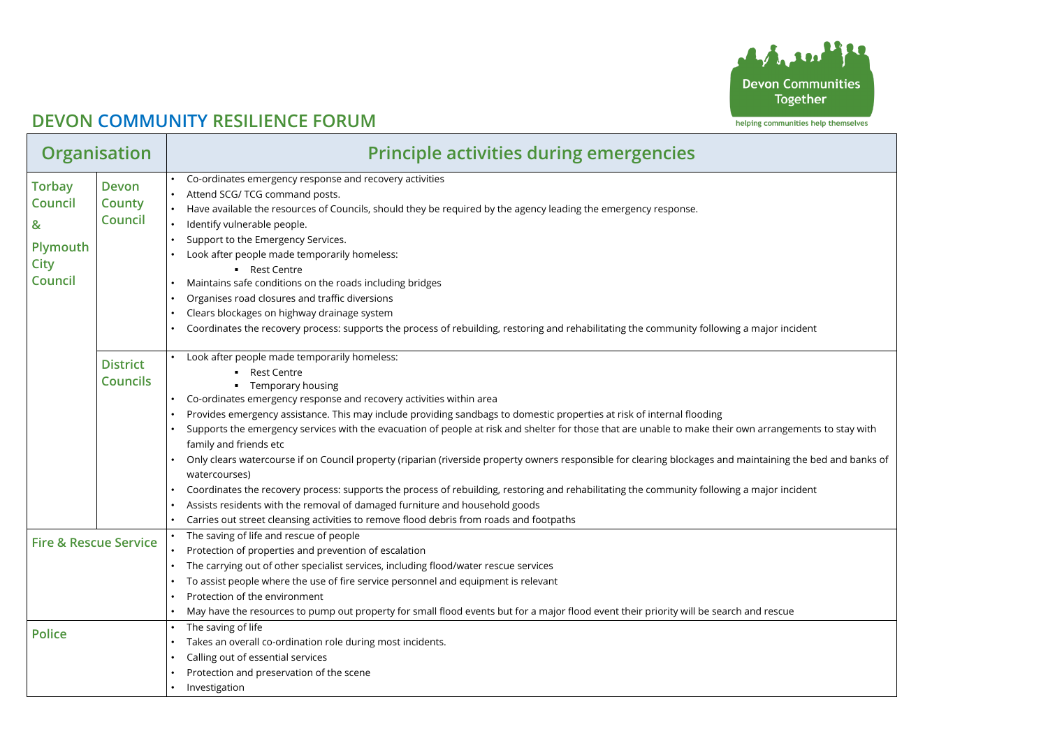## DEVON COMMUNITY RESILIENCE FORUM

Devon Communities Together

helping communities help themselves

| Organisation | | Principle activities during emergencies |
|---|---|---|
| Torbay Council & Plymouth City Council | Devon County Council | • Co-ordinates emergency response and recovery activities<br>• Attend SCG/ TCG command posts.<br>• Have available the resources of Councils, should they be required by the agency leading the emergency response.<br>• Identify vulnerable people.<br>• Support to the Emergency Services.<br>• Look after people made temporarily homeless:<br>  ▪ Rest Centre<br>• Maintains safe conditions on the roads including bridges<br>• Organises road closures and traffic diversions<br>• Clears blockages on highway drainage system<br>• Coordinates the recovery process: supports the process of rebuilding, restoring and rehabilitating the community following a major incident |
| | District Councils | • Look after people made temporarily homeless:<br>  ▪ Rest Centre<br>  ▪ Temporary housing<br>• Co-ordinates emergency response and recovery activities within area<br>• Provides emergency assistance. This may include providing sandbags to domestic properties at risk of internal flooding<br>• Supports the emergency services with the evacuation of people at risk and shelter for those that are unable to make their own arrangements to stay with family and friends etc<br>• Only clears watercourse if on Council property (riparian (riverside property owners responsible for clearing blockages and maintaining the bed and banks of watercourses)<br>• Coordinates the recovery process: supports the process of rebuilding, restoring and rehabilitating the community following a major incident<br>• Assists residents with the removal of damaged furniture and household goods<br>• Carries out street cleansing activities to remove flood debris from roads and footpaths |
| Fire & Rescue Service | | • The saving of life and rescue of people<br>• Protection of properties and prevention of escalation<br>• The carrying out of other specialist services, including flood/water rescue services<br>• To assist people where the use of fire service personnel and equipment is relevant<br>• Protection of the environment<br>• May have the resources to pump out property for small flood events but for a major flood event their priority will be search and rescue |
| Police | | • The saving of life<br>• Takes an overall co-ordination role during most incidents.<br>• Calling out of essential services<br>• Protection and preservation of the scene<br>• Investigation |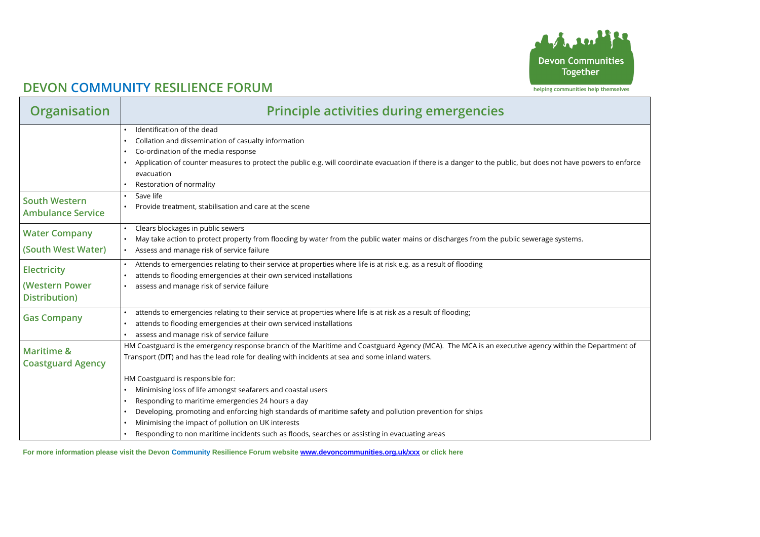## DEVON COMMUNITY RESILIENCE FORUM

Devon Communities Together

helping communities help themselves

| Organisation | Principle activities during emergencies |
|---|---|
| | • Identification of the dead<br>• Collation and dissemination of casualty information<br>• Co-ordination of the media response<br>• Application of counter measures to protect the public e.g. will coordinate evacuation if there is a danger to the public, but does not have powers to enforce evacuation<br>• Restoration of normality |
| **South Western Ambulance Service** | • Save life<br>• Provide treatment, stabilisation and care at the scene |
| **Water Company (South West Water)** | • Clears blockages in public sewers<br>• May take action to protect property from flooding by water from the public water mains or discharges from the public sewerage systems.<br>• Assess and manage risk of service failure |
| **Electricity (Western Power Distribution)** | • Attends to emergencies relating to their service at properties where life is at risk e.g. as a result of flooding<br>• attends to flooding emergencies at their own serviced installations<br>• assess and manage risk of service failure |
| **Gas Company** | • attends to emergencies relating to their service at properties where life is at risk as a result of flooding;<br>• attends to flooding emergencies at their own serviced installations<br>• assess and manage risk of service failure |
| **Maritime & Coastguard Agency** | HM Coastguard is the emergency response branch of the Maritime and Coastguard Agency (MCA). The MCA is an executive agency within the Department of Transport (DfT) and has the lead role for dealing with incidents at sea and some inland waters.<br><br>HM Coastguard is responsible for:<br>• Minimising loss of life amongst seafarers and coastal users<br>• Responding to maritime emergencies 24 hours a day<br>• Developing, promoting and enforcing high standards of maritime safety and pollution prevention for ships<br>• Minimising the impact of pollution on UK interests<br>• Responding to non maritime incidents such as floods, searches or assisting in evacuating areas |

**For more information please visit the Devon Community Resilience Forum website [www.devoncommunities.org.uk/xxx](http://www.devoncommunities.org.uk/xxx) or click here**